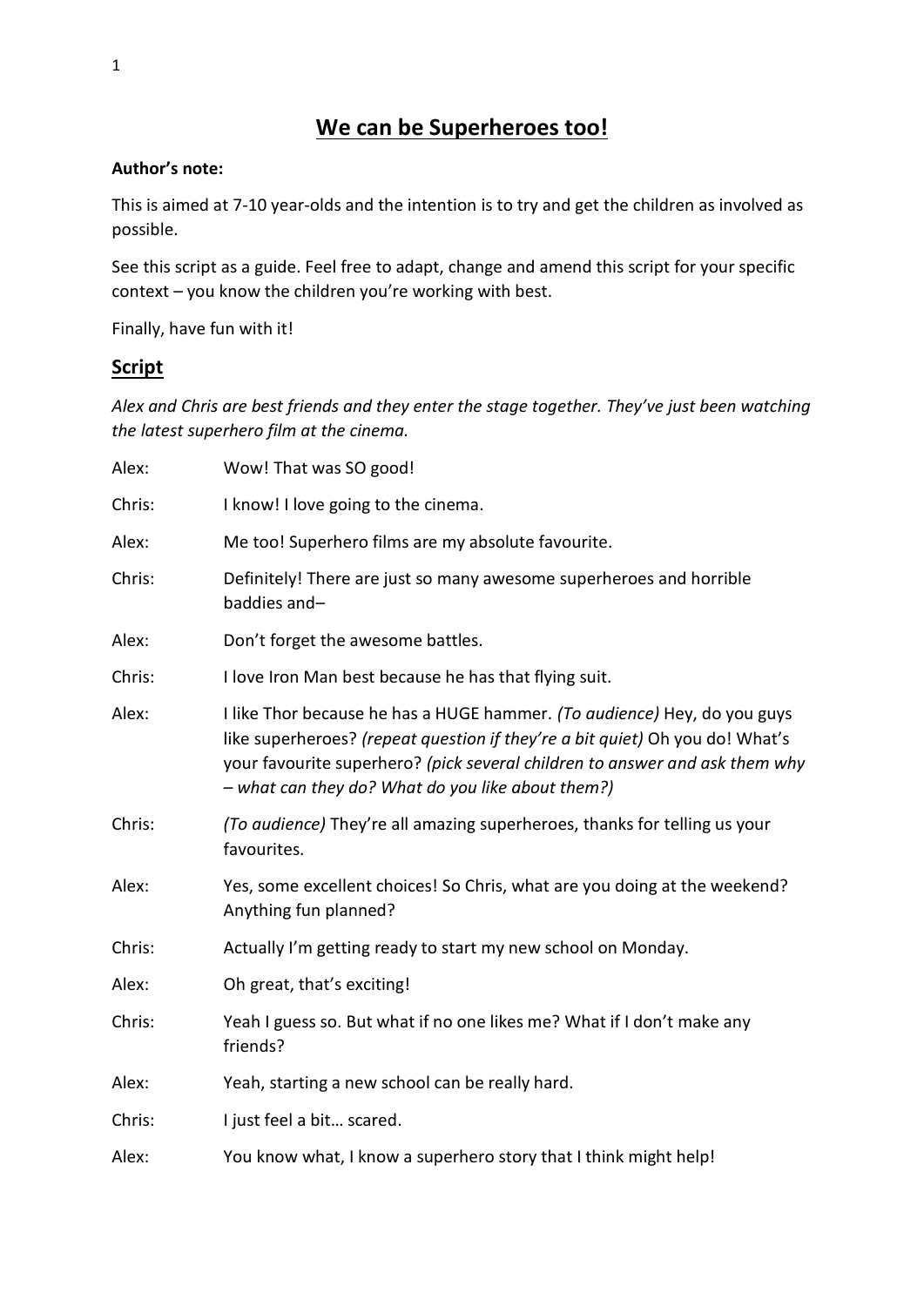# We can be Superheroes too!

**Author's note:**

This is aimed at 7-10 year-olds and the intention is to try and get the children as involved as possible.

See this script as a guide. Feel free to adapt, change and amend this script for your specific context – you know the children you're working with best.

Finally, have fun with it!

## Script

*Alex and Chris are best friends and they enter the stage together. They've just been watching the latest superhero film at the cinema.*

Alex: Wow! That was SO good!

Chris: I know! I love going to the cinema.

Alex: Me too! Superhero films are my absolute favourite.

Chris: Definitely! There are just so many awesome superheroes and horrible baddies and–

Alex: Don't forget the awesome battles.

Chris: I love Iron Man best because he has that flying suit.

Alex: I like Thor because he has a HUGE hammer. *(To audience)* Hey, do you guys like superheroes? *(repeat question if they're a bit quiet)* Oh you do! What's your favourite superhero? *(pick several children to answer and ask them why – what can they do? What do you like about them?)*

Chris: *(To audience)* They're all amazing superheroes, thanks for telling us your favourites.

Alex: Yes, some excellent choices! So Chris, what are you doing at the weekend? Anything fun planned?

Chris: Actually I'm getting ready to start my new school on Monday.

Alex: Oh great, that's exciting!

Chris: Yeah I guess so. But what if no one likes me? What if I don't make any friends?

Alex: Yeah, starting a new school can be really hard.

Chris: I just feel a bit… scared.

Alex: You know what, I know a superhero story that I think might help!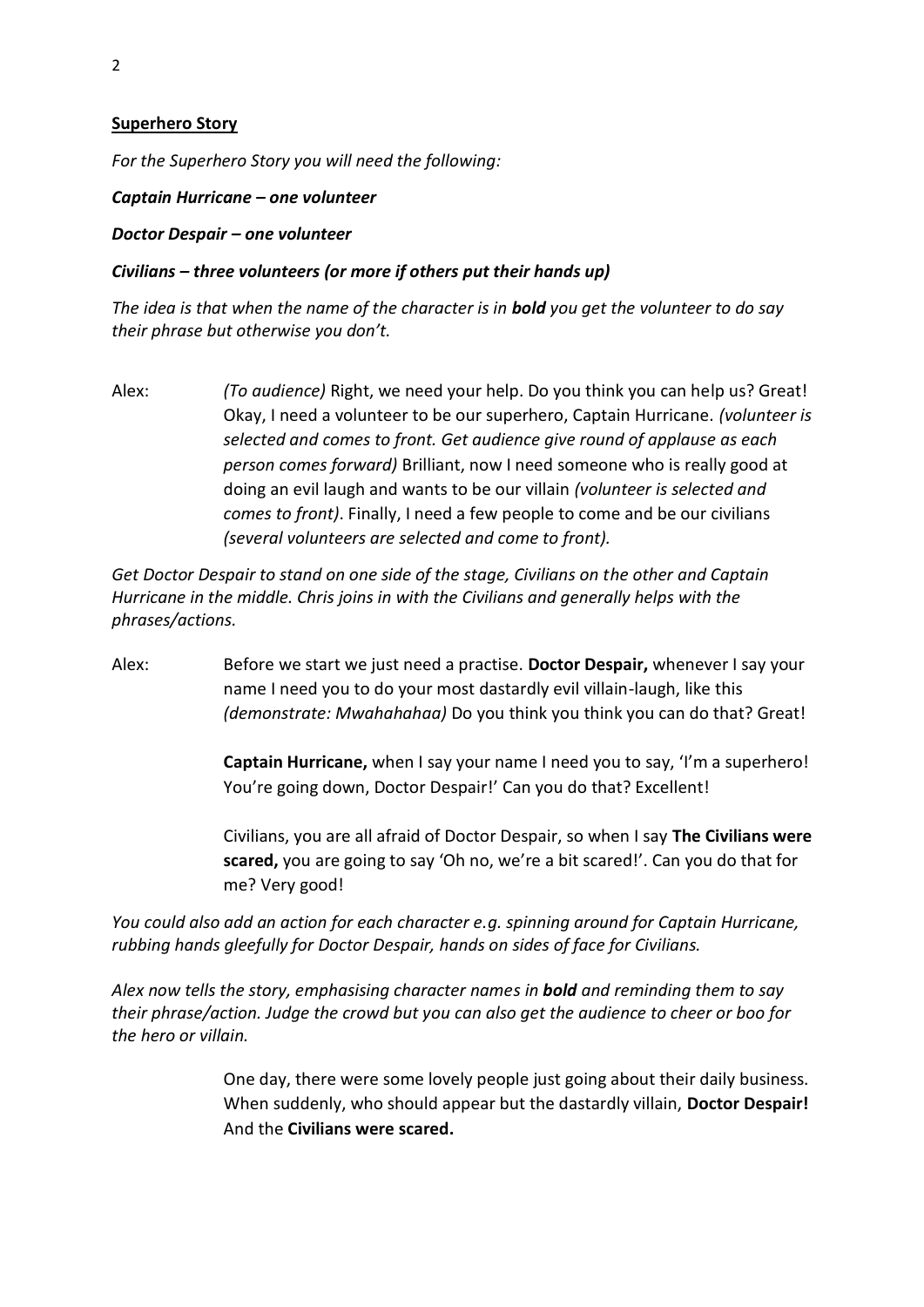**<u>Superhero Story</u>**

*For the Superhero Story you will need the following:*

***Captain Hurricane – one volunteer***

***Doctor Despair – one volunteer***

***Civilians – three volunteers (or more if others put their hands up)***

*The idea is that when the name of the character is in **bold** you get the volunteer to do say their phrase but otherwise you don't.*

Alex: *(To audience)* Right, we need your help. Do you think you can help us? Great! Okay, I need a volunteer to be our superhero, Captain Hurricane. *(volunteer is selected and comes to front. Get audience give round of applause as each person comes forward)* Brilliant, now I need someone who is really good at doing an evil laugh and wants to be our villain *(volunteer is selected and comes to front)*. Finally, I need a few people to come and be our civilians *(several volunteers are selected and come to front).*

*Get Doctor Despair to stand on one side of the stage, Civilians on the other and Captain Hurricane in the middle. Chris joins in with the Civilians and generally helps with the phrases/actions.*

Alex: Before we start we just need a practise. **Doctor Despair,** whenever I say your name I need you to do your most dastardly evil villain-laugh, like this *(demonstrate: Mwahahahaa)* Do you think you think you can do that? Great!

**Captain Hurricane,** when I say your name I need you to say, 'I'm a superhero! You're going down, Doctor Despair!' Can you do that? Excellent!

Civilians, you are all afraid of Doctor Despair, so when I say **The Civilians were scared,** you are going to say 'Oh no, we're a bit scared!'. Can you do that for me? Very good!

*You could also add an action for each character e.g. spinning around for Captain Hurricane, rubbing hands gleefully for Doctor Despair, hands on sides of face for Civilians.*

*Alex now tells the story, emphasising character names in **bold** and reminding them to say their phrase/action. Judge the crowd but you can also get the audience to cheer or boo for the hero or villain.*

One day, there were some lovely people just going about their daily business. When suddenly, who should appear but the dastardly villain, **Doctor Despair!** And the **Civilians were scared.**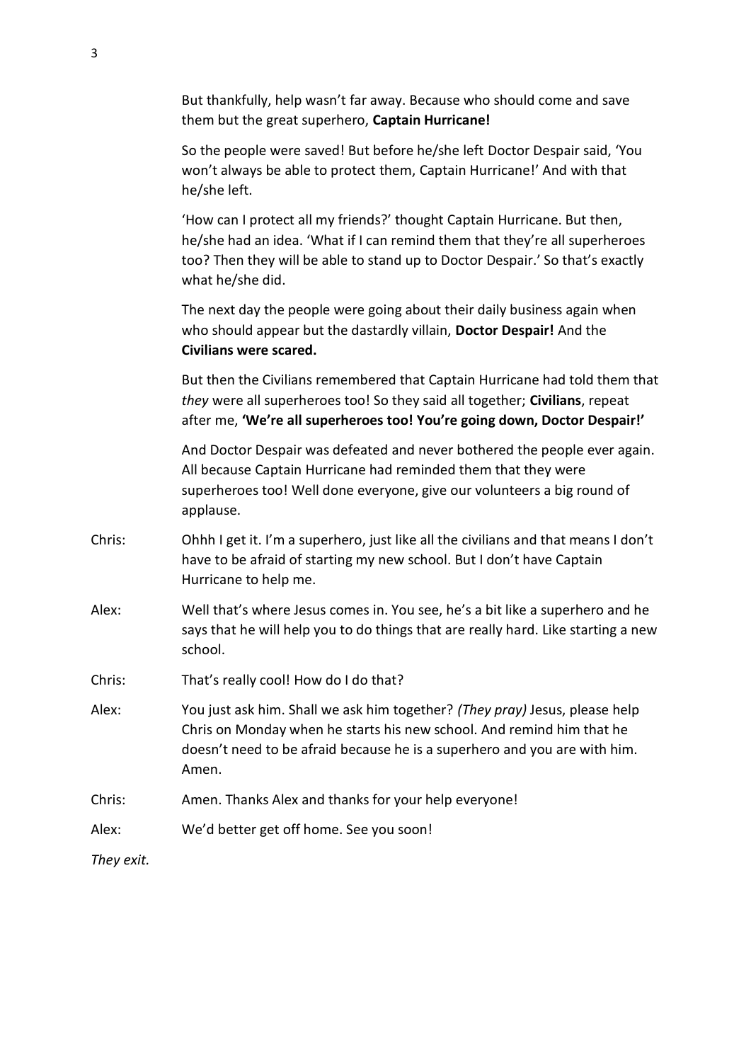But thankfully, help wasn't far away. Because who should come and save them but the great superhero, **Captain Hurricane!**

So the people were saved! But before he/she left Doctor Despair said, 'You won't always be able to protect them, Captain Hurricane!' And with that he/she left.

'How can I protect all my friends?' thought Captain Hurricane. But then, he/she had an idea. 'What if I can remind them that they're all superheroes too? Then they will be able to stand up to Doctor Despair.' So that's exactly what he/she did.

The next day the people were going about their daily business again when who should appear but the dastardly villain, **Doctor Despair!** And the **Civilians were scared.**

But then the Civilians remembered that Captain Hurricane had told them that *they* were all superheroes too! So they said all together; **Civilians**, repeat after me, **'We're all superheroes too! You're going down, Doctor Despair!'**

And Doctor Despair was defeated and never bothered the people ever again. All because Captain Hurricane had reminded them that they were superheroes too! Well done everyone, give our volunteers a big round of applause.

Chris: Ohhh I get it. I'm a superhero, just like all the civilians and that means I don't have to be afraid of starting my new school. But I don't have Captain Hurricane to help me.

Alex: Well that's where Jesus comes in. You see, he's a bit like a superhero and he says that he will help you to do things that are really hard. Like starting a new school.

Chris: That's really cool! How do I do that?

Alex: You just ask him. Shall we ask him together? *(They pray)* Jesus, please help Chris on Monday when he starts his new school. And remind him that he doesn't need to be afraid because he is a superhero and you are with him. Amen.

Chris: Amen. Thanks Alex and thanks for your help everyone!

Alex: We'd better get off home. See you soon!

*They exit.*